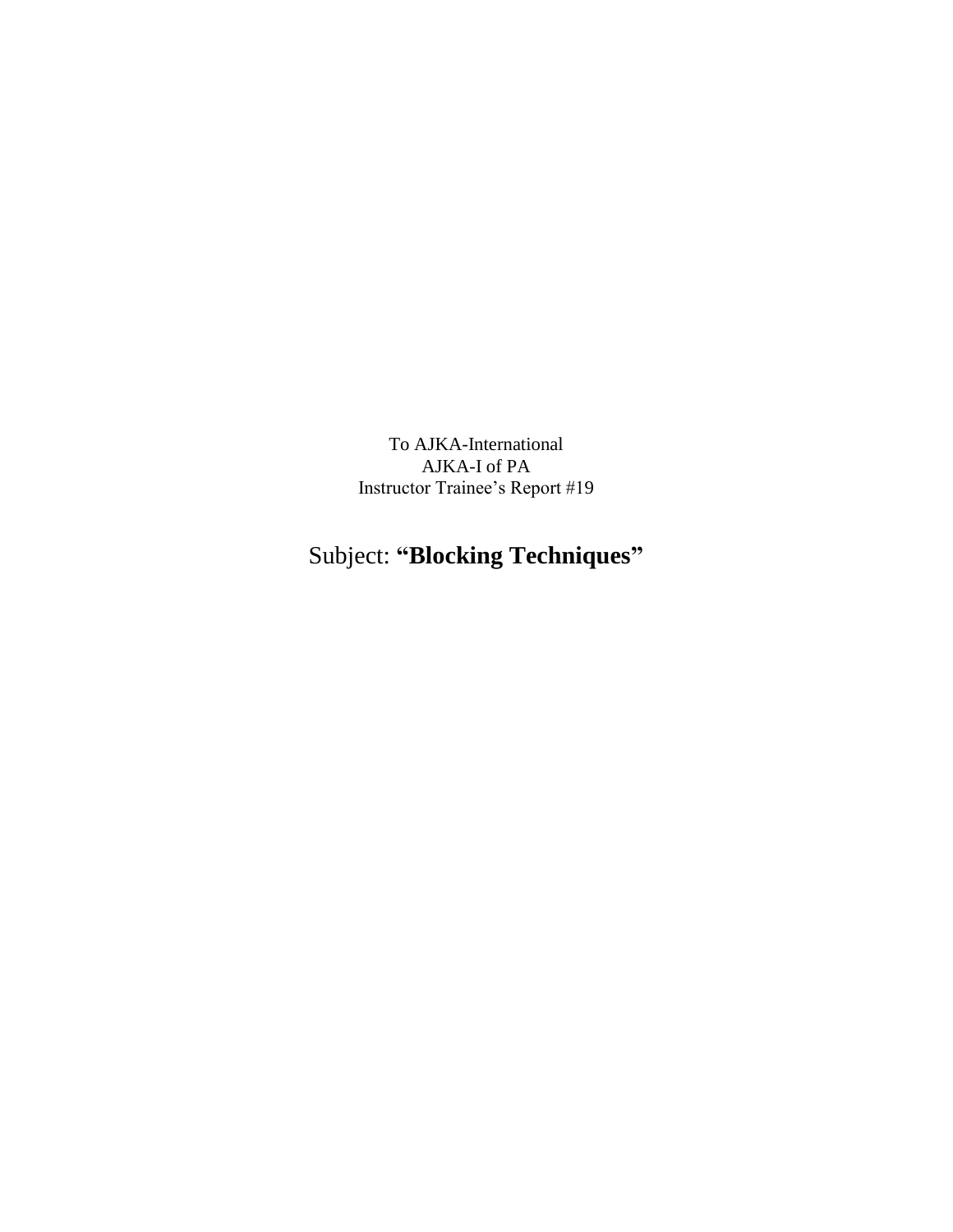To AJKA-International
AJKA-I of PA
Instructor Trainee's Report #19

# Subject: **"Blocking Techniques"**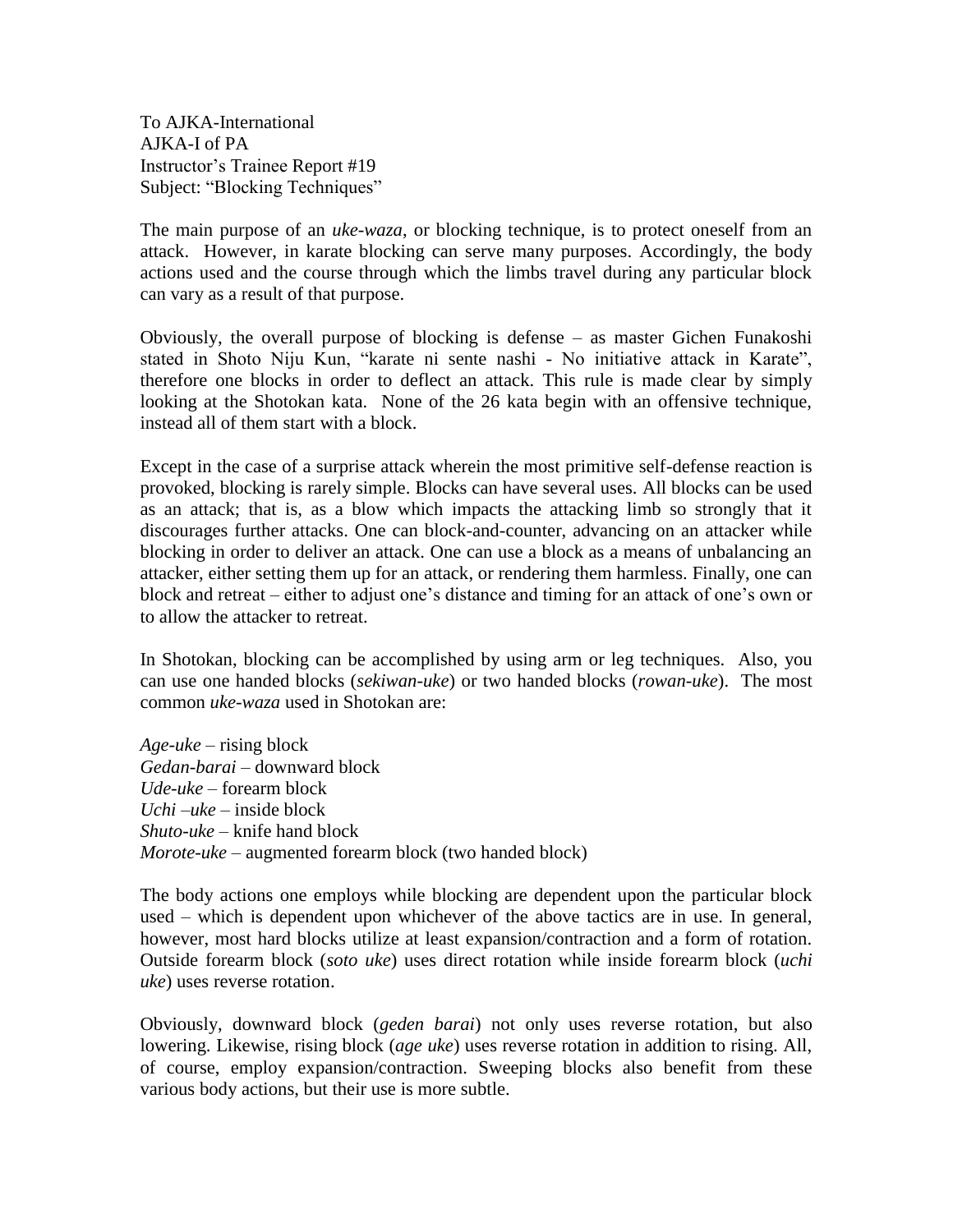To AJKA-International
AJKA-I of PA
Instructor's Trainee Report #19
Subject: "Blocking Techniques"

The main purpose of an *uke-waza*, or blocking technique, is to protect oneself from an attack. However, in karate blocking can serve many purposes. Accordingly, the body actions used and the course through which the limbs travel during any particular block can vary as a result of that purpose.

Obviously, the overall purpose of blocking is defense – as master Gichen Funakoshi stated in Shoto Niju Kun, "karate ni sente nashi - No initiative attack in Karate", therefore one blocks in order to deflect an attack. This rule is made clear by simply looking at the Shotokan kata. None of the 26 kata begin with an offensive technique, instead all of them start with a block.

Except in the case of a surprise attack wherein the most primitive self-defense reaction is provoked, blocking is rarely simple. Blocks can have several uses. All blocks can be used as an attack; that is, as a blow which impacts the attacking limb so strongly that it discourages further attacks. One can block-and-counter, advancing on an attacker while blocking in order to deliver an attack. One can use a block as a means of unbalancing an attacker, either setting them up for an attack, or rendering them harmless. Finally, one can block and retreat – either to adjust one's distance and timing for an attack of one's own or to allow the attacker to retreat.

In Shotokan, blocking can be accomplished by using arm or leg techniques. Also, you can use one handed blocks (*sekiwan-uke*) or two handed blocks (*rowan-uke*). The most common *uke-waza* used in Shotokan are:

*Age-uke* – rising block
*Gedan-barai* – downward block
*Ude-uke* – forearm block
*Uchi –uke* – inside block
*Shuto-uke* – knife hand block
*Morote-uke* – augmented forearm block (two handed block)

The body actions one employs while blocking are dependent upon the particular block used – which is dependent upon whichever of the above tactics are in use. In general, however, most hard blocks utilize at least expansion/contraction and a form of rotation. Outside forearm block (*soto uke*) uses direct rotation while inside forearm block (*uchi uke*) uses reverse rotation.

Obviously, downward block (*geden barai*) not only uses reverse rotation, but also lowering. Likewise, rising block (*age uke*) uses reverse rotation in addition to rising. All, of course, employ expansion/contraction. Sweeping blocks also benefit from these various body actions, but their use is more subtle.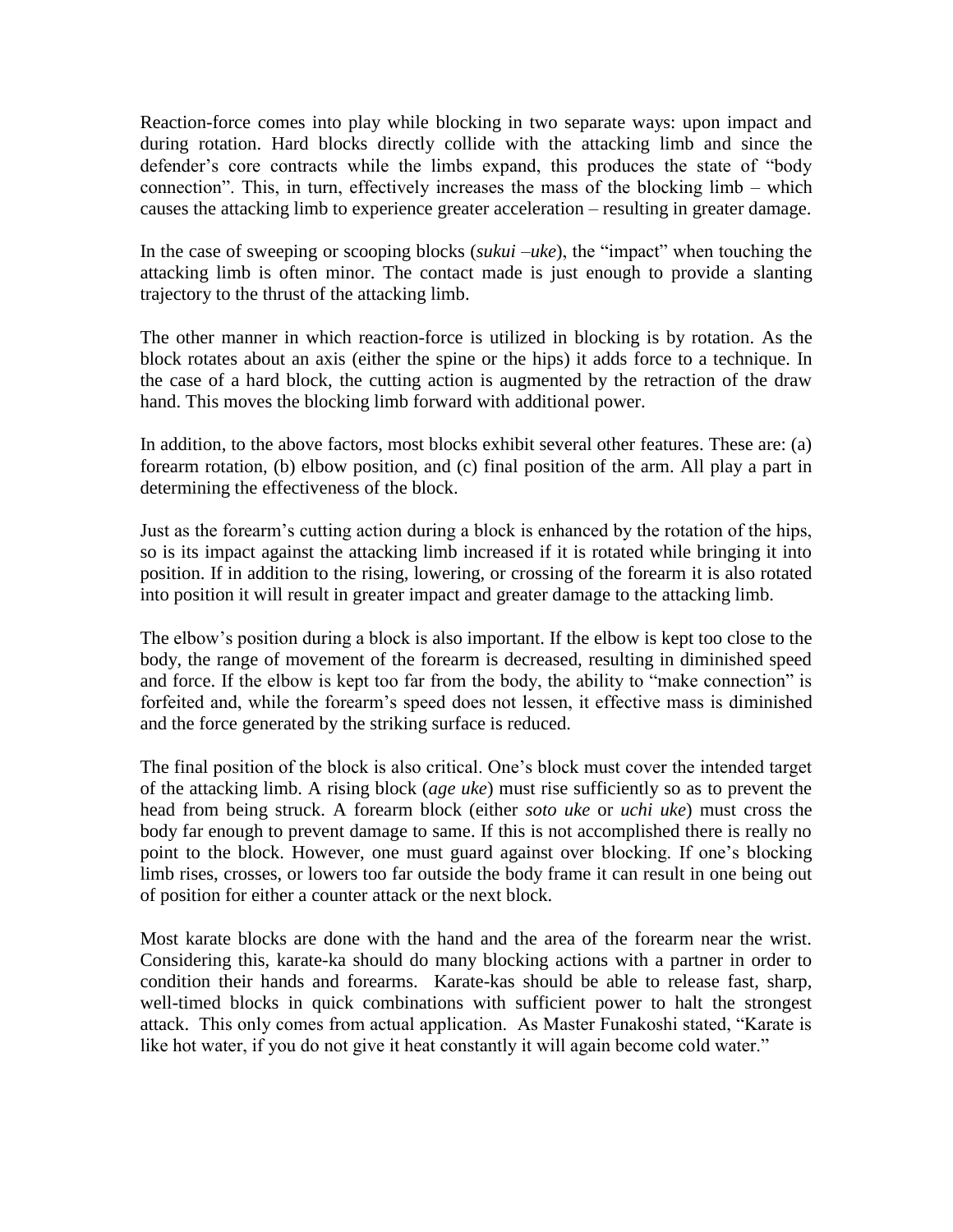Reaction-force comes into play while blocking in two separate ways: upon impact and during rotation. Hard blocks directly collide with the attacking limb and since the defender's core contracts while the limbs expand, this produces the state of "body connection". This, in turn, effectively increases the mass of the blocking limb – which causes the attacking limb to experience greater acceleration – resulting in greater damage.

In the case of sweeping or scooping blocks (*sukui –uke*), the "impact" when touching the attacking limb is often minor. The contact made is just enough to provide a slanting trajectory to the thrust of the attacking limb.

The other manner in which reaction-force is utilized in blocking is by rotation. As the block rotates about an axis (either the spine or the hips) it adds force to a technique. In the case of a hard block, the cutting action is augmented by the retraction of the draw hand. This moves the blocking limb forward with additional power.

In addition, to the above factors, most blocks exhibit several other features. These are: (a) forearm rotation, (b) elbow position, and (c) final position of the arm. All play a part in determining the effectiveness of the block.

Just as the forearm's cutting action during a block is enhanced by the rotation of the hips, so is its impact against the attacking limb increased if it is rotated while bringing it into position. If in addition to the rising, lowering, or crossing of the forearm it is also rotated into position it will result in greater impact and greater damage to the attacking limb.

The elbow's position during a block is also important. If the elbow is kept too close to the body, the range of movement of the forearm is decreased, resulting in diminished speed and force. If the elbow is kept too far from the body, the ability to "make connection" is forfeited and, while the forearm's speed does not lessen, it effective mass is diminished and the force generated by the striking surface is reduced.

The final position of the block is also critical. One's block must cover the intended target of the attacking limb. A rising block (*age uke*) must rise sufficiently so as to prevent the head from being struck. A forearm block (either *soto uke* or *uchi uke*) must cross the body far enough to prevent damage to same. If this is not accomplished there is really no point to the block. However, one must guard against over blocking. If one's blocking limb rises, crosses, or lowers too far outside the body frame it can result in one being out of position for either a counter attack or the next block.

Most karate blocks are done with the hand and the area of the forearm near the wrist. Considering this, karate-ka should do many blocking actions with a partner in order to condition their hands and forearms. Karate-kas should be able to release fast, sharp, well-timed blocks in quick combinations with sufficient power to halt the strongest attack. This only comes from actual application. As Master Funakoshi stated, "Karate is like hot water, if you do not give it heat constantly it will again become cold water."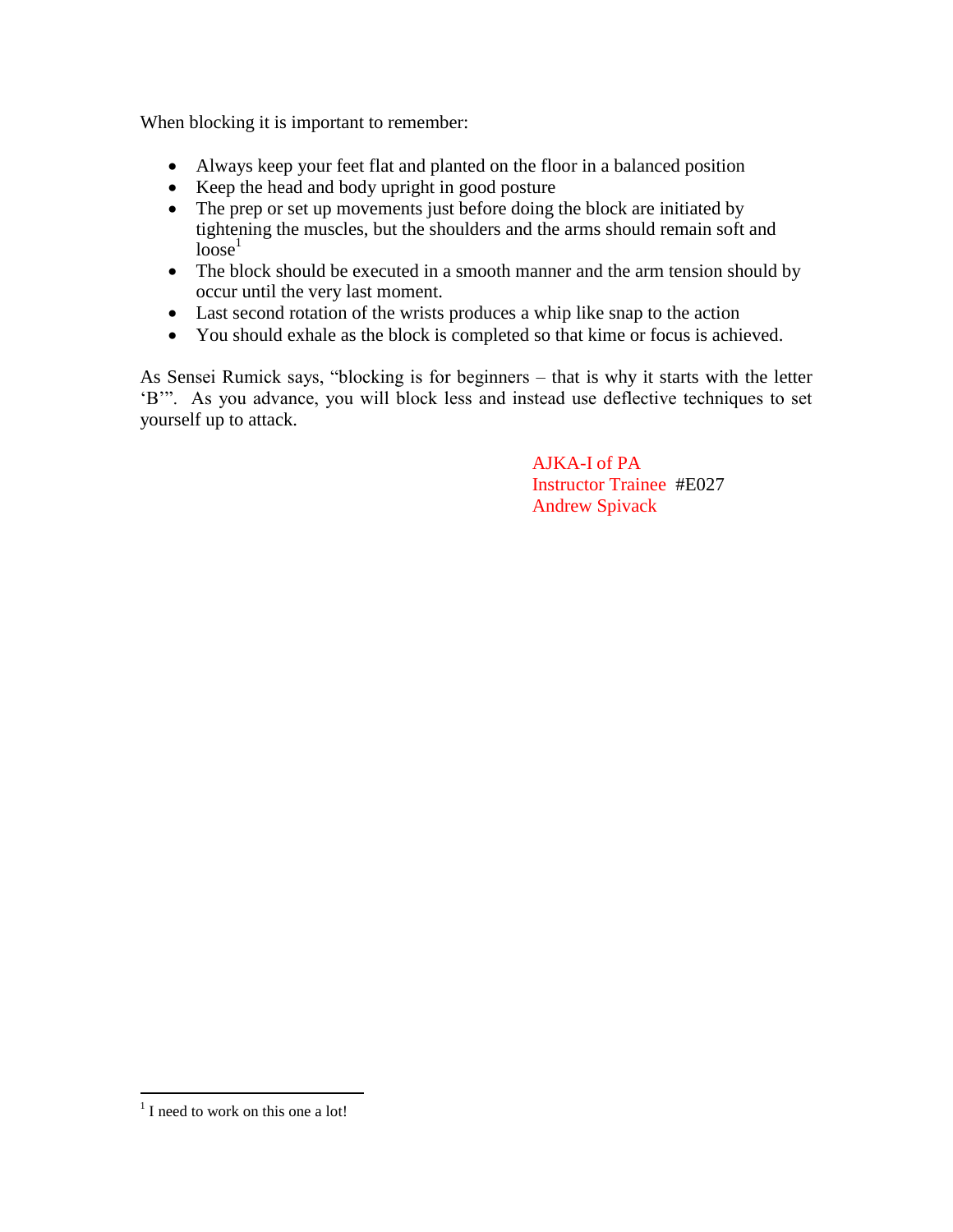When blocking it is important to remember:

- Always keep your feet flat and planted on the floor in a balanced position
- Keep the head and body upright in good posture
- The prep or set up movements just before doing the block are initiated by tightening the muscles, but the shoulders and the arms should remain soft and loose[1]
- The block should be executed in a smooth manner and the arm tension should by occur until the very last moment.
- Last second rotation of the wrists produces a whip like snap to the action
- You should exhale as the block is completed so that kime or focus is achieved.

As Sensei Rumick says, "blocking is for beginners – that is why it starts with the letter 'B'". As you advance, you will block less and instead use deflective techniques to set yourself up to attack.

AJKA-I of PA
Instructor Trainee #E027
Andrew Spivack

[1] I need to work on this one a lot!